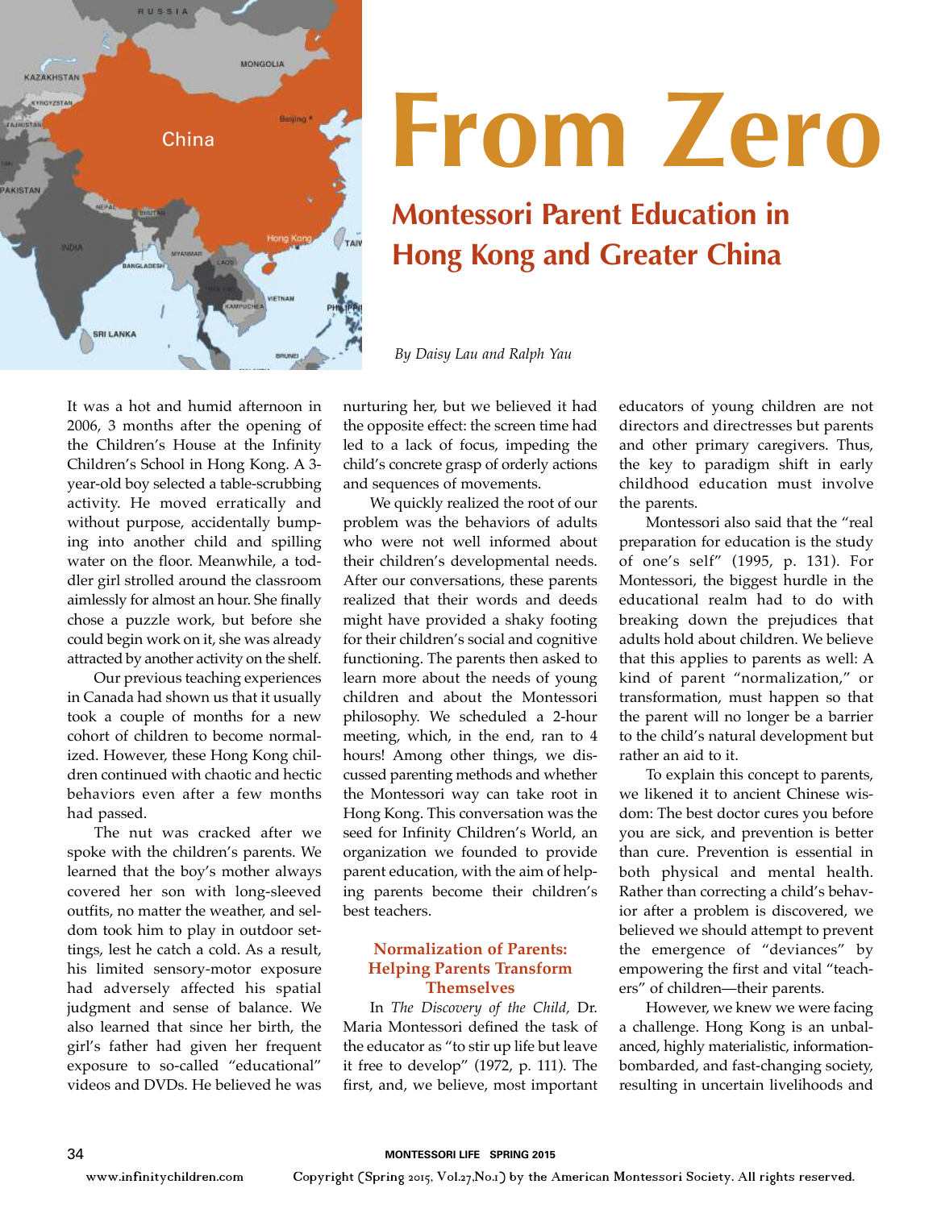# From Zero

## Montessori Parent Education in Hong Kong and Greater China

*By Daisy Lau and Ralph Yau*

It was a hot and humid afternoon in 2006, 3 months after the opening of the Children's House at the Infinity Children's School in Hong Kong. A 3-year-old boy selected a table-scrubbing activity. He moved erratically and without purpose, accidentally bumping into another child and spilling water on the floor. Meanwhile, a toddler girl strolled around the classroom aimlessly for almost an hour. She finally chose a puzzle work, but before she could begin work on it, she was already attracted by another activity on the shelf.

Our previous teaching experiences in Canada had shown us that it usually took a couple of months for a new cohort of children to become normalized. However, these Hong Kong children continued with chaotic and hectic behaviors even after a few months had passed.

The nut was cracked after we spoke with the children's parents. We learned that the boy's mother always covered her son with long-sleeved outfits, no matter the weather, and seldom took him to play in outdoor settings, lest he catch a cold. As a result, his limited sensory-motor exposure had adversely affected his spatial judgment and sense of balance. We also learned that since her birth, the girl's father had given her frequent exposure to so-called "educational" videos and DVDs. He believed he was nurturing her, but we believed it had the opposite effect: the screen time had led to a lack of focus, impeding the child's concrete grasp of orderly actions and sequences of movements.

We quickly realized the root of our problem was the behaviors of adults who were not well informed about their children's developmental needs. After our conversations, these parents realized that their words and deeds might have provided a shaky footing for their children's social and cognitive functioning. The parents then asked to learn more about the needs of young children and about the Montessori philosophy. We scheduled a 2-hour meeting, which, in the end, ran to 4 hours! Among other things, we discussed parenting methods and whether the Montessori way can take root in Hong Kong. This conversation was the seed for Infinity Children's World, an organization we founded to provide parent education, with the aim of helping parents become their children's best teachers.

### Normalization of Parents: Helping Parents Transform Themselves

In *The Discovery of the Child,* Dr. Maria Montessori defined the task of the educator as "to stir up life but leave it free to develop" (1972, p. 111). The first, and, we believe, most important educators of young children are not directors and directresses but parents and other primary caregivers. Thus, the key to paradigm shift in early childhood education must involve the parents.

Montessori also said that the "real preparation for education is the study of one's self" (1995, p. 131). For Montessori, the biggest hurdle in the educational realm had to do with breaking down the prejudices that adults hold about children. We believe that this applies to parents as well: A kind of parent "normalization," or transformation, must happen so that the parent will no longer be a barrier to the child's natural development but rather an aid to it.

To explain this concept to parents, we likened it to ancient Chinese wisdom: The best doctor cures you before you are sick, and prevention is better than cure. Prevention is essential in both physical and mental health. Rather than correcting a child's behavior after a problem is discovered, we believed we should attempt to prevent the emergence of "deviances" by empowering the first and vital "teachers" of children—their parents.

However, we knew we were facing a challenge. Hong Kong is an unbalanced, highly materialistic, information-bombarded, and fast-changing society, resulting in uncertain livelihoods and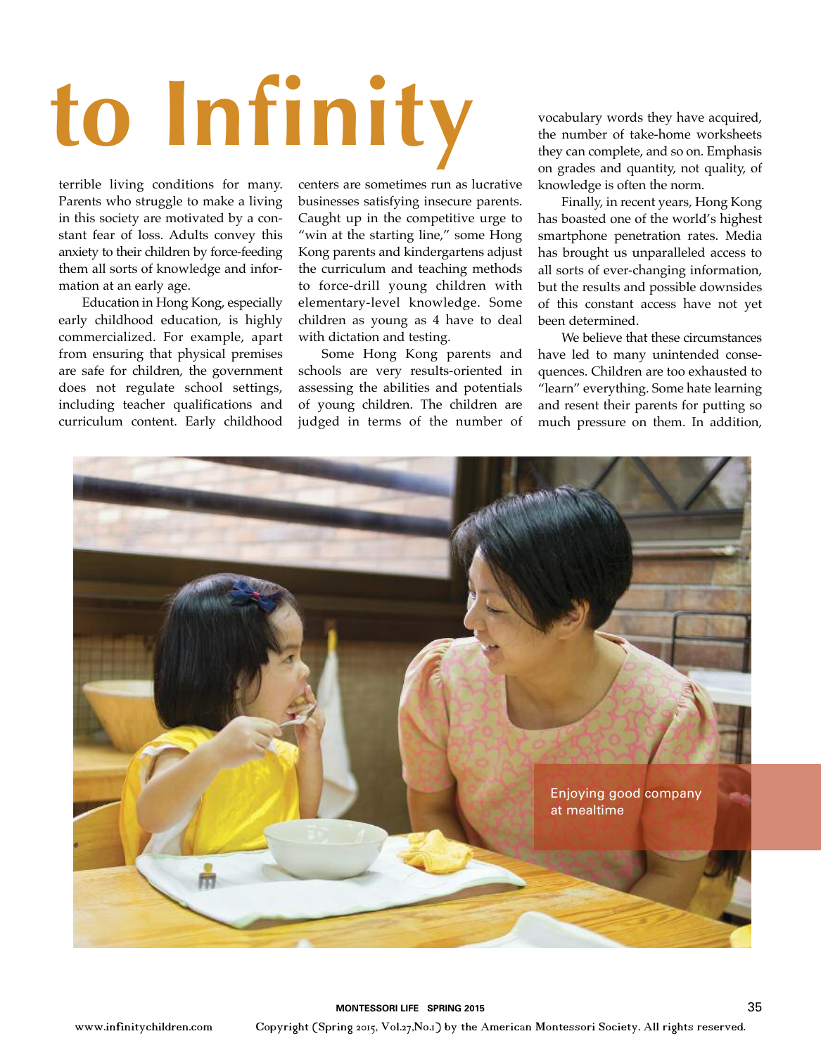# to Infinity

terrible living conditions for many. Parents who struggle to make a living in this society are motivated by a constant fear of loss. Adults convey this anxiety to their children by force-feeding them all sorts of knowledge and information at an early age.

Education in Hong Kong, especially early childhood education, is highly commercialized. For example, apart from ensuring that physical premises are safe for children, the government does not regulate school settings, including teacher qualifications and curriculum content. Early childhood centers are sometimes run as lucrative businesses satisfying insecure parents. Caught up in the competitive urge to "win at the starting line," some Hong Kong parents and kindergartens adjust the curriculum and teaching methods to force-drill young children with elementary-level knowledge. Some children as young as 4 have to deal with dictation and testing.

Some Hong Kong parents and schools are very results-oriented in assessing the abilities and potentials of young children. The children are judged in terms of the number of vocabulary words they have acquired, the number of take-home worksheets they can complete, and so on. Emphasis on grades and quantity, not quality, of knowledge is often the norm.

Finally, in recent years, Hong Kong has boasted one of the world's highest smartphone penetration rates. Media has brought us unparalleled access to all sorts of ever-changing information, but the results and possible downsides of this constant access have not yet been determined.

We believe that these circumstances have led to many unintended consequences. Children are too exhausted to "learn" everything. Some hate learning and resent their parents for putting so much pressure on them. In addition,

Enjoying good company at mealtime

www.infinitychildren.com

Copyright (Spring 2015, Vol.27,No.1) by the American Montessori Society. All rights reserved.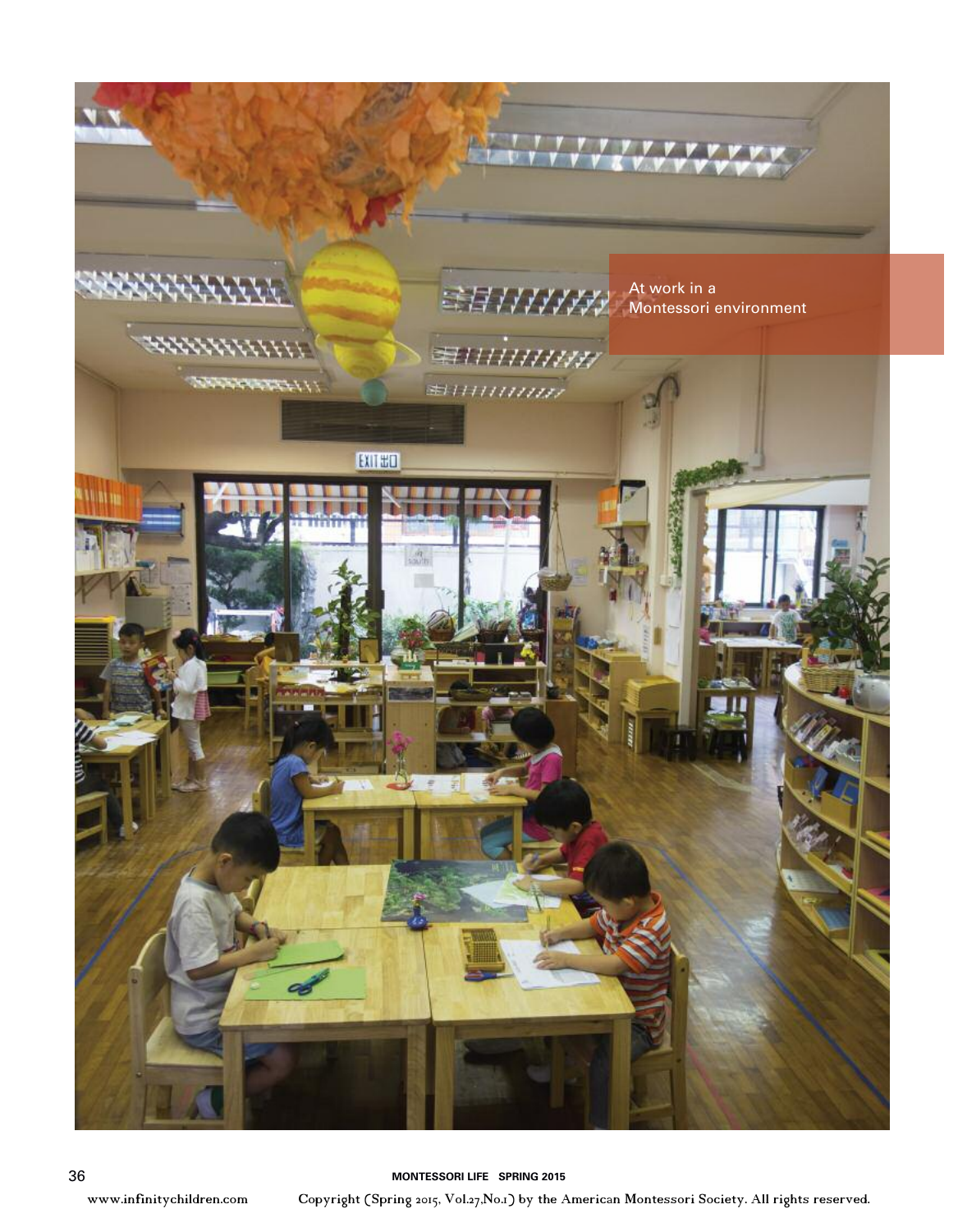At work in a Montessori environment

www.infinitychildren.com

Copyright (Spring 2015, Vol.27,No.1) by the American Montessori Society. All rights reserved.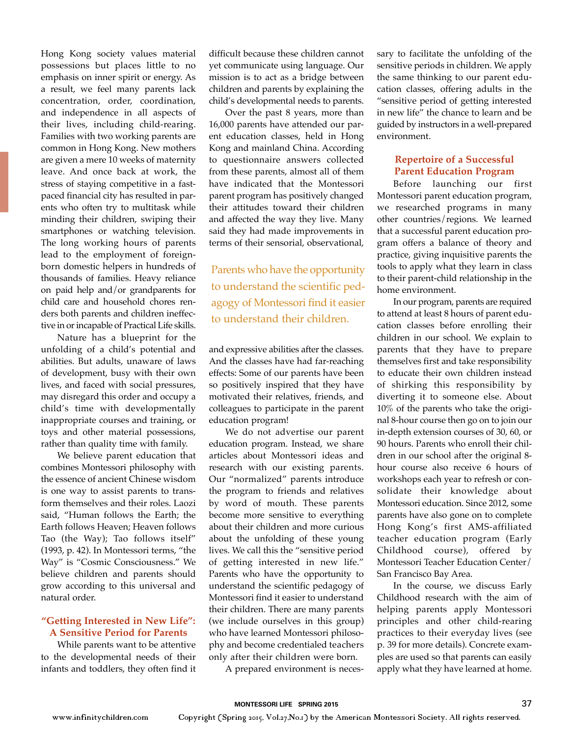Hong Kong society values material possessions but places little to no emphasis on inner spirit or energy. As a result, we feel many parents lack concentration, order, coordination, and independence in all aspects of their lives, including child-rearing. Families with two working parents are common in Hong Kong. New mothers are given a mere 10 weeks of maternity leave. And once back at work, the stress of staying competitive in a fast-paced financial city has resulted in parents who often try to multitask while minding their children, swiping their smartphones or watching television. The long working hours of parents lead to the employment of foreign-born domestic helpers in hundreds of thousands of families. Heavy reliance on paid help and/or grandparents for child care and household chores renders both parents and children ineffective in or incapable of Practical Life skills.

Nature has a blueprint for the unfolding of a child's potential and abilities. But adults, unaware of laws of development, busy with their own lives, and faced with social pressures, may disregard this order and occupy a child's time with developmentally inappropriate courses and training, or toys and other material possessions, rather than quality time with family.

We believe parent education that combines Montessori philosophy with the essence of ancient Chinese wisdom is one way to assist parents to transform themselves and their roles. Laozi said, "Human follows the Earth; the Earth follows Heaven; Heaven follows Tao (the Way); Tao follows itself" (1993, p. 42). In Montessori terms, "the Way" is "Cosmic Consciousness." We believe children and parents should grow according to this universal and natural order.

## "Getting Interested in New Life": A Sensitive Period for Parents

While parents want to be attentive to the developmental needs of their infants and toddlers, they often find it difficult because these children cannot yet communicate using language. Our mission is to act as a bridge between children and parents by explaining the child's developmental needs to parents.

Over the past 8 years, more than 16,000 parents have attended our parent education classes, held in Hong Kong and mainland China. According to questionnaire answers collected from these parents, almost all of them have indicated that the Montessori parent program has positively changed their attitudes toward their children and affected the way they live. Many said they had made improvements in terms of their sensorial, observational, and expressive abilities after the classes. And the classes have had far-reaching effects: Some of our parents have been so positively inspired that they have motivated their relatives, friends, and colleagues to participate in the parent education program!

> Parents who have the opportunity to understand the scientific pedagogy of Montessori find it easier to understand their children.

We do not advertise our parent education program. Instead, we share articles about Montessori ideas and research with our existing parents. Our "normalized" parents introduce the program to friends and relatives by word of mouth. These parents become more sensitive to everything about their children and more curious about the unfolding of these young lives. We call this the "sensitive period of getting interested in new life." Parents who have the opportunity to understand the scientific pedagogy of Montessori find it easier to understand their children. There are many parents (we include ourselves in this group) who have learned Montessori philosophy and become credentialed teachers only after their children were born.

A prepared environment is necessary to facilitate the unfolding of the sensitive periods in children. We apply the same thinking to our parent education classes, offering adults in the "sensitive period of getting interested in new life" the chance to learn and be guided by instructors in a well-prepared environment.

## Repertoire of a Successful Parent Education Program

Before launching our first Montessori parent education program, we researched programs in many other countries/regions. We learned that a successful parent education program offers a balance of theory and practice, giving inquisitive parents the tools to apply what they learn in class to their parent-child relationship in the home environment.

In our program, parents are required to attend at least 8 hours of parent education classes before enrolling their children in our school. We explain to parents that they have to prepare themselves first and take responsibility to educate their own children instead of shirking this responsibility by diverting it to someone else. About 10% of the parents who take the original 8-hour course then go on to join our in-depth extension courses of 30, 60, or 90 hours. Parents who enroll their children in our school after the original 8-hour course also receive 6 hours of workshops each year to refresh or consolidate their knowledge about Montessori education. Since 2012, some parents have also gone on to complete Hong Kong's first AMS-affiliated teacher education program (Early Childhood course), offered by Montessori Teacher Education Center/San Francisco Bay Area.

In the course, we discuss Early Childhood research with the aim of helping parents apply Montessori principles and other child-rearing practices to their everyday lives (see p. 39 for more details). Concrete examples are used so that parents can easily apply what they have learned at home.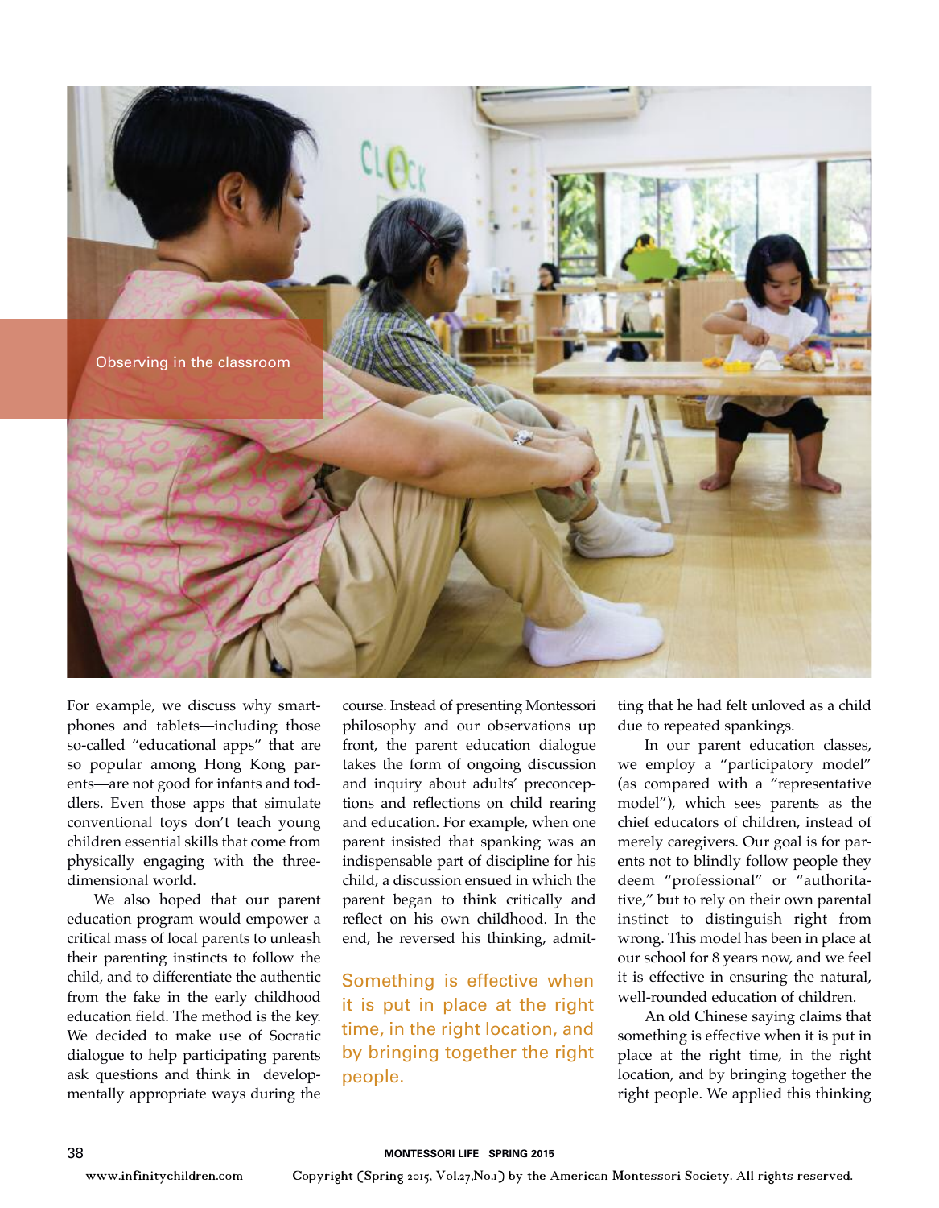Observing in the classroom

For example, we discuss why smartphones and tablets—including those so-called "educational apps" that are so popular among Hong Kong parents—are not good for infants and toddlers. Even those apps that simulate conventional toys don't teach young children essential skills that come from physically engaging with the three-dimensional world.

We also hoped that our parent education program would empower a critical mass of local parents to unleash their parenting instincts to follow the child, and to differentiate the authentic from the fake in the early childhood education field. The method is the key. We decided to make use of Socratic dialogue to help participating parents ask questions and think in developmentally appropriate ways during the course. Instead of presenting Montessori philosophy and our observations up front, the parent education dialogue takes the form of ongoing discussion and inquiry about adults' preconceptions and reflections on child rearing and education. For example, when one parent insisted that spanking was an indispensable part of discipline for his child, a discussion ensued in which the parent began to think critically and reflect on his own childhood. In the end, he reversed his thinking, admitting that he had felt unloved as a child due to repeated spankings.

> Something is effective when it is put in place at the right time, in the right location, and by bringing together the right people.

In our parent education classes, we employ a "participatory model" (as compared with a "representative model"), which sees parents as the chief educators of children, instead of merely caregivers. Our goal is for parents not to blindly follow people they deem "professional" or "authoritative," but to rely on their own parental instinct to distinguish right from wrong. This model has been in place at our school for 8 years now, and we feel it is effective in ensuring the natural, well-rounded education of children.

An old Chinese saying claims that something is effective when it is put in place at the right time, in the right location, and by bringing together the right people. We applied this thinking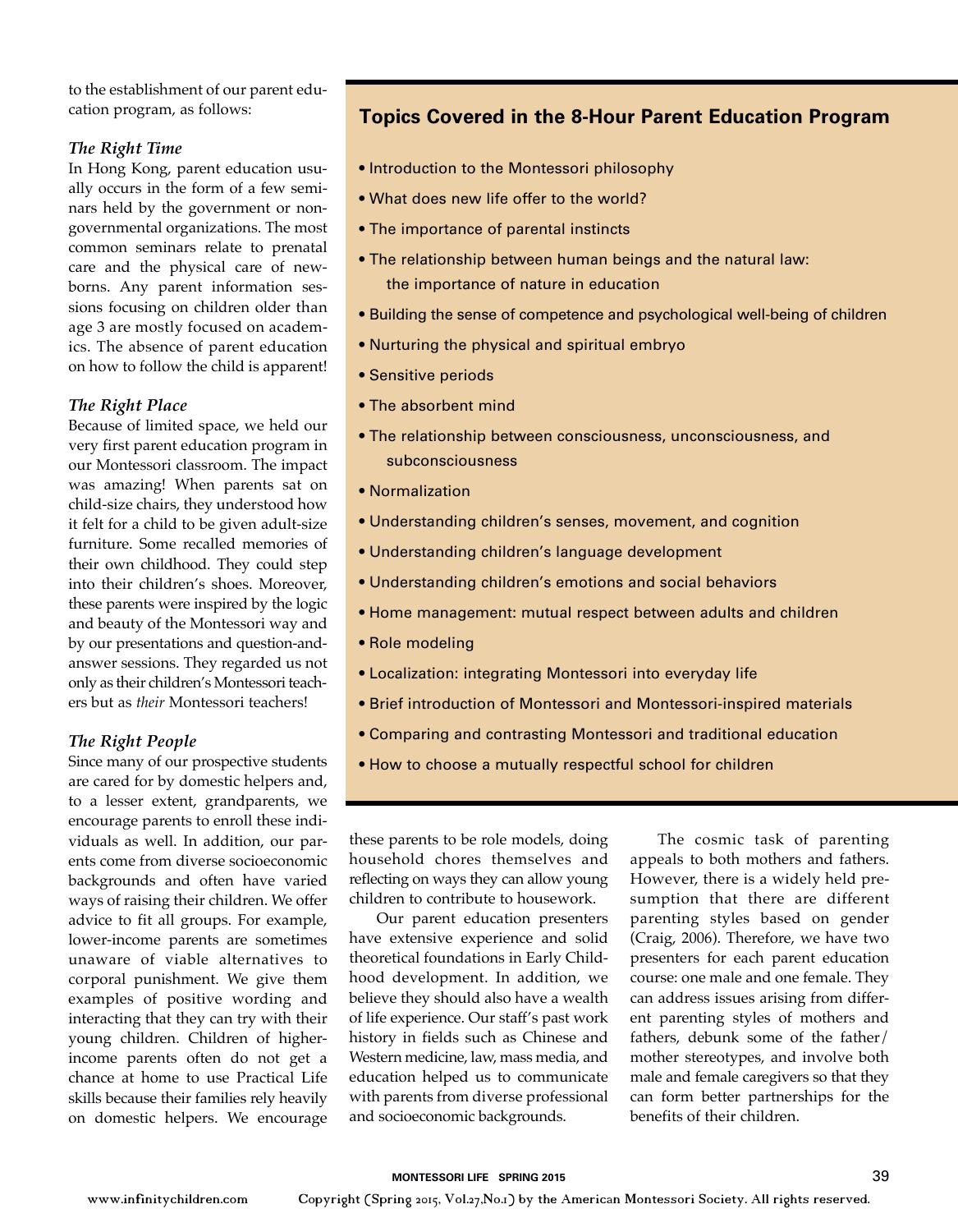to the establishment of our parent education program, as follows:

### *The Right Time*

In Hong Kong, parent education usually occurs in the form of a few seminars held by the government or nongovernmental organizations. The most common seminars relate to prenatal care and the physical care of newborns. Any parent information sessions focusing on children older than age 3 are mostly focused on academics. The absence of parent education on how to follow the child is apparent!

### *The Right Place*

Because of limited space, we held our very first parent education program in our Montessori classroom. The impact was amazing! When parents sat on child-size chairs, they understood how it felt for a child to be given adult-size furniture. Some recalled memories of their own childhood. They could step into their children's shoes. Moreover, these parents were inspired by the logic and beauty of the Montessori way and by our presentations and question-and-answer sessions. They regarded us not only as their children's Montessori teachers but as *their* Montessori teachers!

### *The Right People*

Since many of our prospective students are cared for by domestic helpers and, to a lesser extent, grandparents, we encourage parents to enroll these individuals as well. In addition, our parents come from diverse socioeconomic backgrounds and often have varied ways of raising their children. We offer advice to fit all groups. For example, lower-income parents are sometimes unaware of viable alternatives to corporal punishment. We give them examples of positive wording and interacting that they can try with their young children. Children of higher-income parents often do not get a chance at home to use Practical Life skills because their families rely heavily on domestic helpers. We encourage these parents to be role models, doing household chores themselves and reflecting on ways they can allow young children to contribute to housework.

Our parent education presenters have extensive experience and solid theoretical foundations in Early Childhood development. In addition, we believe they should also have a wealth of life experience. Our staff's past work history in fields such as Chinese and Western medicine, law, mass media, and education helped us to communicate with parents from diverse professional and socioeconomic backgrounds.

The cosmic task of parenting appeals to both mothers and fathers. However, there is a widely held presumption that there are different parenting styles based on gender (Craig, 2006). Therefore, we have two presenters for each parent education course: one male and one female. They can address issues arising from different parenting styles of mothers and fathers, debunk some of the father/mother stereotypes, and involve both male and female caregivers so that they can form better partnerships for the benefits of their children.

---

**Topics Covered in the 8-Hour Parent Education Program**

- Introduction to the Montessori philosophy
- What does new life offer to the world?
- The importance of parental instincts
- The relationship between human beings and the natural law: the importance of nature in education
- Building the sense of competence and psychological well-being of children
- Nurturing the physical and spiritual embryo
- Sensitive periods
- The absorbent mind
- The relationship between consciousness, unconsciousness, and subconsciousness
- Normalization
- Understanding children's senses, movement, and cognition
- Understanding children's language development
- Understanding children's emotions and social behaviors
- Home management: mutual respect between adults and children
- Role modeling
- Localization: integrating Montessori into everyday life
- Brief introduction of Montessori and Montessori-inspired materials
- Comparing and contrasting Montessori and traditional education
- How to choose a mutually respectful school for children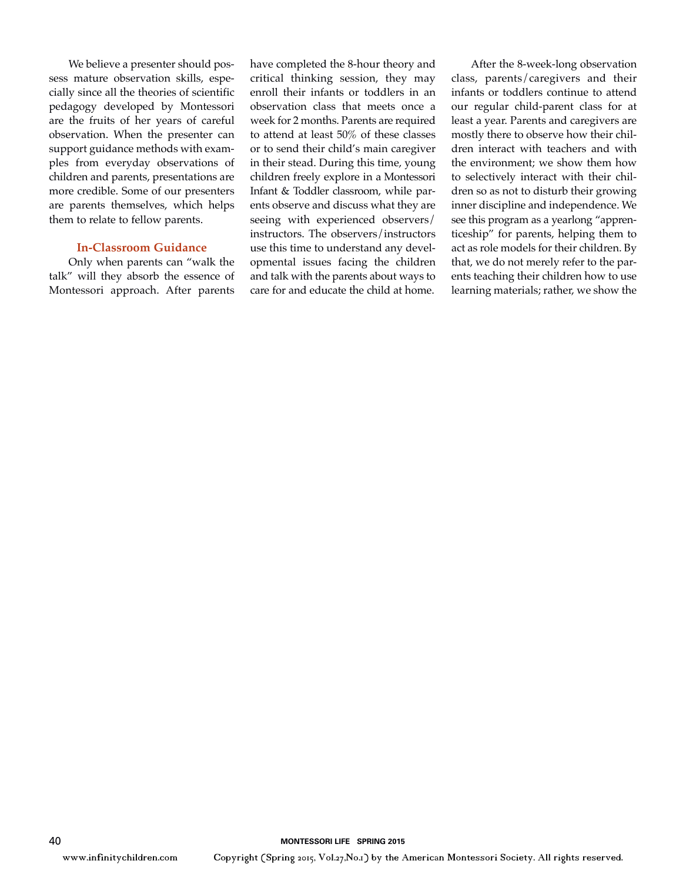We believe a presenter should possess mature observation skills, especially since all the theories of scientific pedagogy developed by Montessori are the fruits of her years of careful observation. When the presenter can support guidance methods with examples from everyday observations of children and parents, presentations are more credible. Some of our presenters are parents themselves, which helps them to relate to fellow parents.

### In-Classroom Guidance

Only when parents can "walk the talk" will they absorb the essence of Montessori approach. After parents have completed the 8-hour theory and critical thinking session, they may enroll their infants or toddlers in an observation class that meets once a week for 2 months. Parents are required to attend at least 50% of these classes or to send their child's main caregiver in their stead. During this time, young children freely explore in a Montessori Infant & Toddler classroom, while parents observe and discuss what they are seeing with experienced observers/instructors. The observers/instructors use this time to understand any developmental issues facing the children and talk with the parents about ways to care for and educate the child at home.

After the 8-week-long observation class, parents/caregivers and their infants or toddlers continue to attend our regular child-parent class for at least a year. Parents and caregivers are mostly there to observe how their children interact with teachers and with the environment; we show them how to selectively interact with their children so as not to disturb their growing inner discipline and independence. We see this program as a yearlong "apprenticeship" for parents, helping them to act as role models for their children. By that, we do not merely refer to the parents teaching their children how to use learning materials; rather, we show the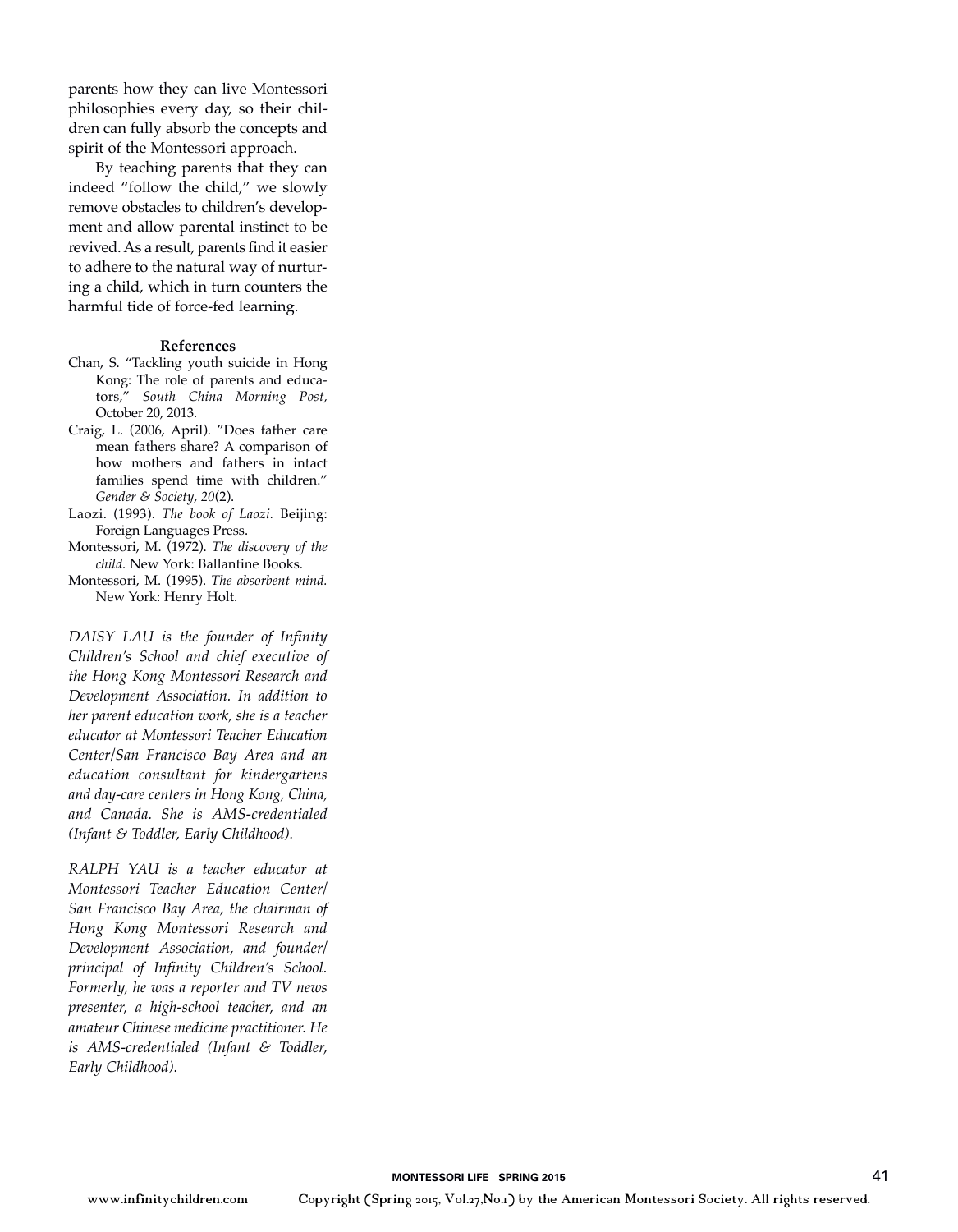parents how they can live Montessori philosophies every day, so their children can fully absorb the concepts and spirit of the Montessori approach.

By teaching parents that they can indeed "follow the child," we slowly remove obstacles to children's development and allow parental instinct to be revived. As a result, parents find it easier to adhere to the natural way of nurturing a child, which in turn counters the harmful tide of force-fed learning.

**References**

Chan, S. "Tackling youth suicide in Hong Kong: The role of parents and educators," *South China Morning Post*, October 20, 2013.

Craig, L. (2006, April). "Does father care mean fathers share? A comparison of how mothers and fathers in intact families spend time with children." *Gender & Society*, *20*(2).

Laozi. (1993). *The book of Laozi.* Beijing: Foreign Languages Press.

Montessori, M. (1972). *The discovery of the child.* New York: Ballantine Books.

Montessori, M. (1995). *The absorbent mind.* New York: Henry Holt.

*DAISY LAU is the founder of Infinity Children's School and chief executive of the Hong Kong Montessori Research and Development Association. In addition to her parent education work, she is a teacher educator at Montessori Teacher Education Center/San Francisco Bay Area and an education consultant for kindergartens and day-care centers in Hong Kong, China, and Canada. She is AMS-credentialed (Infant & Toddler, Early Childhood).*

*RALPH YAU is a teacher educator at Montessori Teacher Education Center/San Francisco Bay Area, the chairman of Hong Kong Montessori Research and Development Association, and founder/principal of Infinity Children's School. Formerly, he was a reporter and TV news presenter, a high-school teacher, and an amateur Chinese medicine practitioner. He is AMS-credentialed (Infant & Toddler, Early Childhood).*

www.infinitychildren.com Copyright (Spring 2015, Vol.27,No.1) by the American Montessori Society. All rights reserved.